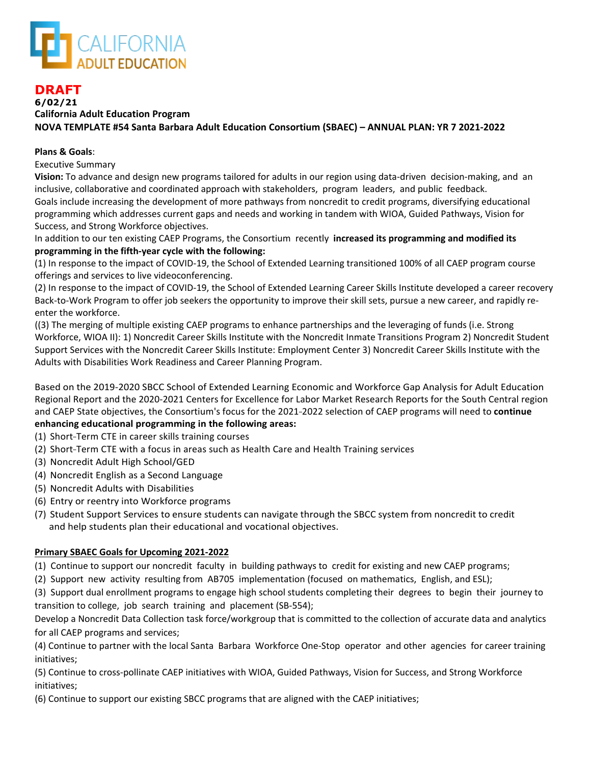CALIFORNIA ADULT EDUCATION

**DRAFT**

**6/02/21**

**California Adult Education Program**

**NOVA TEMPLATE #54 Santa Barbara Adult Education Consortium (SBAEC) – ANNUAL PLAN: YR 7 2021-2022**

**Plans & Goals**:

Executive Summary

**Vision:** To advance and design new programs tailored for adults in our region using data-driven decision-making, and an inclusive, collaborative and coordinated approach with stakeholders, program leaders, and public feedback.

Goals include increasing the development of more pathways from noncredit to credit programs, diversifying educational programming which addresses current gaps and needs and working in tandem with WIOA, Guided Pathways, Vision for Success, and Strong Workforce objectives.

In addition to our ten existing CAEP Programs, the Consortium recently **increased its programming and modified its programming in the fifth-year cycle with the following:**

(1) In response to the impact of COVID-19, the School of Extended Learning transitioned 100% of all CAEP program course offerings and services to live videoconferencing.

(2) In response to the impact of COVID-19, the School of Extended Learning Career Skills Institute developed a career recovery Back-to-Work Program to offer job seekers the opportunity to improve their skill sets, pursue a new career, and rapidly re-enter the workforce.

((3) The merging of multiple existing CAEP programs to enhance partnerships and the leveraging of funds (i.e. Strong Workforce, WIOA II): 1) Noncredit Career Skills Institute with the Noncredit Inmate Transitions Program 2) Noncredit Student Support Services with the Noncredit Career Skills Institute: Employment Center 3) Noncredit Career Skills Institute with the Adults with Disabilities Work Readiness and Career Planning Program.

Based on the 2019-2020 SBCC School of Extended Learning Economic and Workforce Gap Analysis for Adult Education Regional Report and the 2020-2021 Centers for Excellence for Labor Market Research Reports for the South Central region and CAEP State objectives, the Consortium's focus for the 2021-2022 selection of CAEP programs will need to **continue enhancing educational programming in the following areas:**

(1) Short-Term CTE in career skills training courses
(2) Short-Term CTE with a focus in areas such as Health Care and Health Training services
(3) Noncredit Adult High School/GED
(4) Noncredit English as a Second Language
(5) Noncredit Adults with Disabilities
(6) Entry or reentry into Workforce programs
(7) Student Support Services to ensure students can navigate through the SBCC system from noncredit to credit and help students plan their educational and vocational objectives.

**Primary SBAEC Goals for Upcoming 2021-2022**

(1) Continue to support our noncredit faculty in building pathways to credit for existing and new CAEP programs;

(2) Support new activity resulting from AB705 implementation (focused on mathematics, English, and ESL);

(3) Support dual enrollment programs to engage high school students completing their degrees to begin their journey to transition to college, job search training and placement (SB-554);

Develop a Noncredit Data Collection task force/workgroup that is committed to the collection of accurate data and analytics for all CAEP programs and services;

(4) Continue to partner with the local Santa Barbara Workforce One-Stop operator and other agencies for career training initiatives;

(5) Continue to cross-pollinate CAEP initiatives with WIOA, Guided Pathways, Vision for Success, and Strong Workforce initiatives;

(6) Continue to support our existing SBCC programs that are aligned with the CAEP initiatives;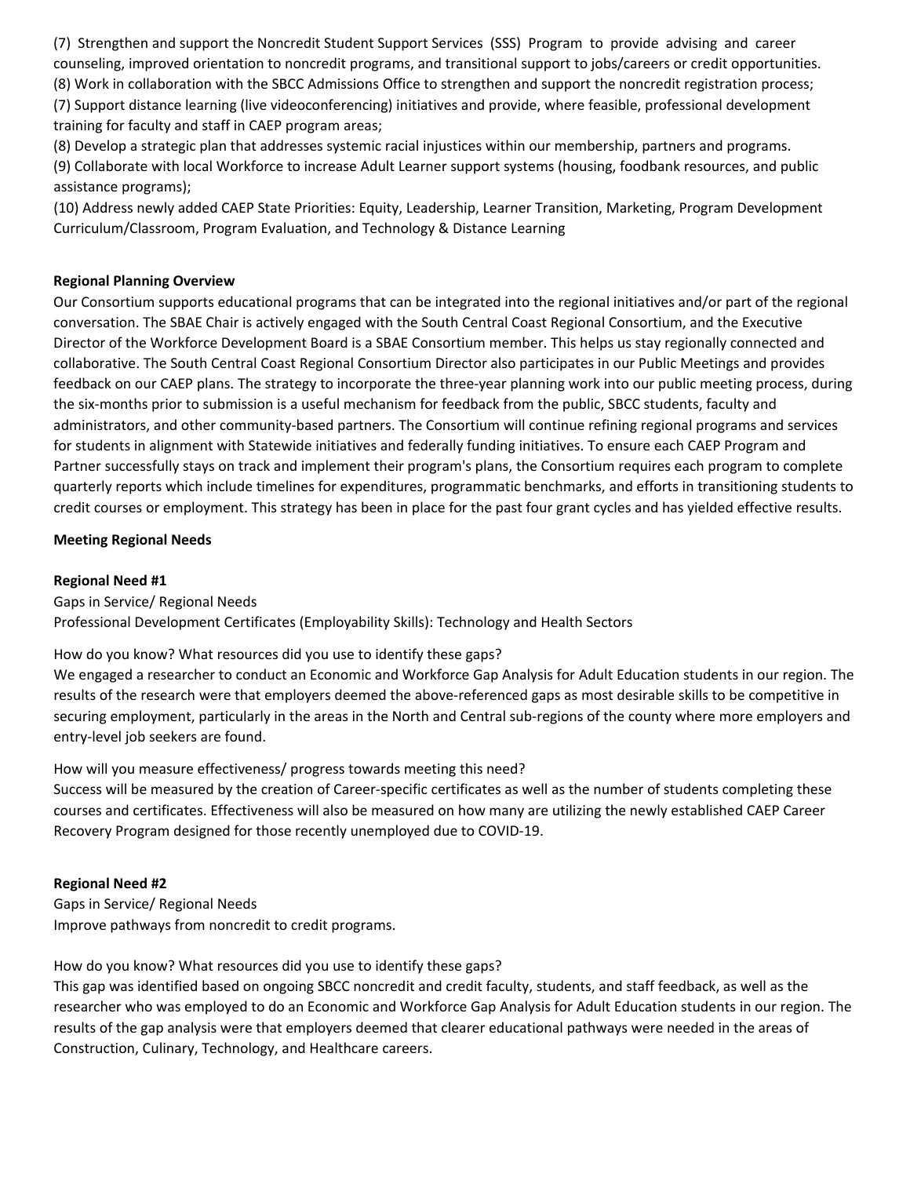(7) Strengthen and support the Noncredit Student Support Services (SSS) Program to provide advising and career counseling, improved orientation to noncredit programs, and transitional support to jobs/careers or credit opportunities.
(8) Work in collaboration with the SBCC Admissions Office to strengthen and support the noncredit registration process;
(7) Support distance learning (live videoconferencing) initiatives and provide, where feasible, professional development training for faculty and staff in CAEP program areas;
(8) Develop a strategic plan that addresses systemic racial injustices within our membership, partners and programs.
(9) Collaborate with local Workforce to increase Adult Learner support systems (housing, foodbank resources, and public assistance programs);
(10) Address newly added CAEP State Priorities: Equity, Leadership, Learner Transition, Marketing, Program Development Curriculum/Classroom, Program Evaluation, and Technology & Distance Learning

**Regional Planning Overview**

Our Consortium supports educational programs that can be integrated into the regional initiatives and/or part of the regional conversation. The SBAE Chair is actively engaged with the South Central Coast Regional Consortium, and the Executive Director of the Workforce Development Board is a SBAE Consortium member. This helps us stay regionally connected and collaborative. The South Central Coast Regional Consortium Director also participates in our Public Meetings and provides feedback on our CAEP plans. The strategy to incorporate the three-year planning work into our public meeting process, during the six-months prior to submission is a useful mechanism for feedback from the public, SBCC students, faculty and administrators, and other community-based partners. The Consortium will continue refining regional programs and services for students in alignment with Statewide initiatives and federally funding initiatives. To ensure each CAEP Program and Partner successfully stays on track and implement their program's plans, the Consortium requires each program to complete quarterly reports which include timelines for expenditures, programmatic benchmarks, and efforts in transitioning students to credit courses or employment. This strategy has been in place for the past four grant cycles and has yielded effective results.

**Meeting Regional Needs**

**Regional Need #1**

Gaps in Service/ Regional Needs
Professional Development Certificates (Employability Skills): Technology and Health Sectors

How do you know? What resources did you use to identify these gaps?
We engaged a researcher to conduct an Economic and Workforce Gap Analysis for Adult Education students in our region. The results of the research were that employers deemed the above-referenced gaps as most desirable skills to be competitive in securing employment, particularly in the areas in the North and Central sub-regions of the county where more employers and entry-level job seekers are found.

How will you measure effectiveness/ progress towards meeting this need?
Success will be measured by the creation of Career-specific certificates as well as the number of students completing these courses and certificates. Effectiveness will also be measured on how many are utilizing the newly established CAEP Career Recovery Program designed for those recently unemployed due to COVID-19.

**Regional Need #2**

Gaps in Service/ Regional Needs
Improve pathways from noncredit to credit programs.

How do you know? What resources did you use to identify these gaps?
This gap was identified based on ongoing SBCC noncredit and credit faculty, students, and staff feedback, as well as the researcher who was employed to do an Economic and Workforce Gap Analysis for Adult Education students in our region. The results of the gap analysis were that employers deemed that clearer educational pathways were needed in the areas of Construction, Culinary, Technology, and Healthcare careers.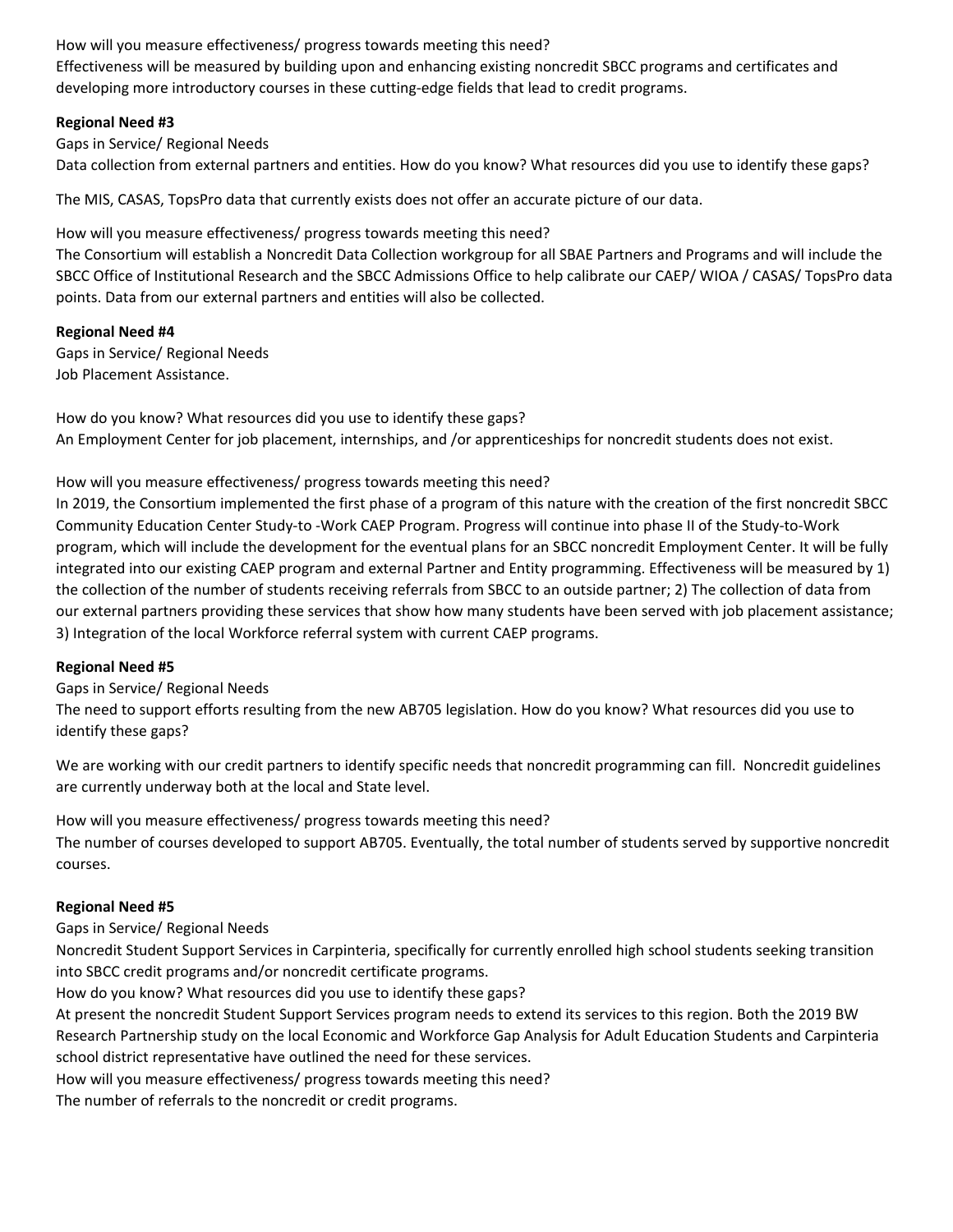How will you measure effectiveness/ progress towards meeting this need?
Effectiveness will be measured by building upon and enhancing existing noncredit SBCC programs and certificates and developing more introductory courses in these cutting-edge fields that lead to credit programs.

**Regional Need #3**

Gaps in Service/ Regional Needs
Data collection from external partners and entities. How do you know? What resources did you use to identify these gaps?

The MIS, CASAS, TopsPro data that currently exists does not offer an accurate picture of our data.

How will you measure effectiveness/ progress towards meeting this need?
The Consortium will establish a Noncredit Data Collection workgroup for all SBAE Partners and Programs and will include the SBCC Office of Institutional Research and the SBCC Admissions Office to help calibrate our CAEP/ WIOA / CASAS/ TopsPro data points. Data from our external partners and entities will also be collected.

**Regional Need #4**

Gaps in Service/ Regional Needs
Job Placement Assistance.

How do you know? What resources did you use to identify these gaps?
An Employment Center for job placement, internships, and /or apprenticeships for noncredit students does not exist.

How will you measure effectiveness/ progress towards meeting this need?
In 2019, the Consortium implemented the first phase of a program of this nature with the creation of the first noncredit SBCC Community Education Center Study-to -Work CAEP Program. Progress will continue into phase II of the Study-to-Work program, which will include the development for the eventual plans for an SBCC noncredit Employment Center. It will be fully integrated into our existing CAEP program and external Partner and Entity programming. Effectiveness will be measured by 1) the collection of the number of students receiving referrals from SBCC to an outside partner; 2) The collection of data from our external partners providing these services that show how many students have been served with job placement assistance; 3) Integration of the local Workforce referral system with current CAEP programs.

**Regional Need #5**

Gaps in Service/ Regional Needs
The need to support efforts resulting from the new AB705 legislation. How do you know? What resources did you use to identify these gaps?

We are working with our credit partners to identify specific needs that noncredit programming can fill. Noncredit guidelines are currently underway both at the local and State level.

How will you measure effectiveness/ progress towards meeting this need?
The number of courses developed to support AB705. Eventually, the total number of students served by supportive noncredit courses.

**Regional Need #5**

Gaps in Service/ Regional Needs
Noncredit Student Support Services in Carpinteria, specifically for currently enrolled high school students seeking transition into SBCC credit programs and/or noncredit certificate programs.
How do you know? What resources did you use to identify these gaps?
At present the noncredit Student Support Services program needs to extend its services to this region. Both the 2019 BW Research Partnership study on the local Economic and Workforce Gap Analysis for Adult Education Students and Carpinteria school district representative have outlined the need for these services.
How will you measure effectiveness/ progress towards meeting this need?
The number of referrals to the noncredit or credit programs.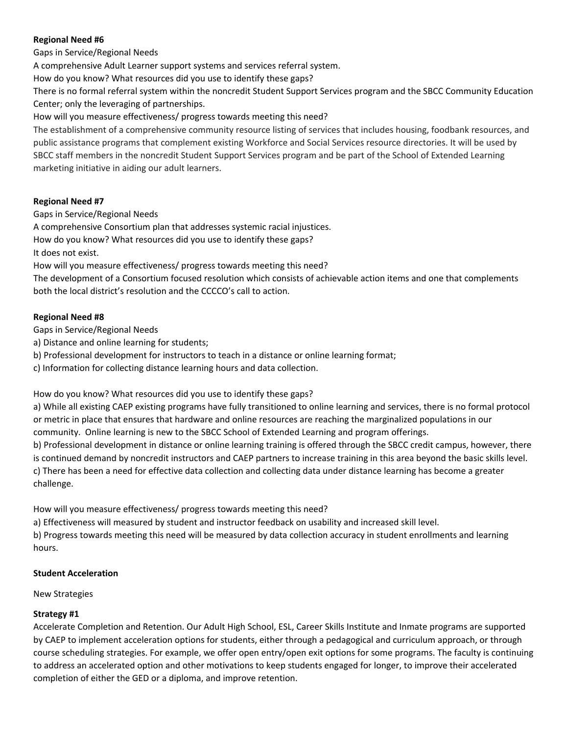**Regional Need #6**

Gaps in Service/Regional Needs

A comprehensive Adult Learner support systems and services referral system.

How do you know? What resources did you use to identify these gaps?

There is no formal referral system within the noncredit Student Support Services program and the SBCC Community Education Center; only the leveraging of partnerships.

How will you measure effectiveness/ progress towards meeting this need?

The establishment of a comprehensive community resource listing of services that includes housing, foodbank resources, and public assistance programs that complement existing Workforce and Social Services resource directories. It will be used by SBCC staff members in the noncredit Student Support Services program and be part of the School of Extended Learning marketing initiative in aiding our adult learners.

**Regional Need #7**

Gaps in Service/Regional Needs

A comprehensive Consortium plan that addresses systemic racial injustices.

How do you know? What resources did you use to identify these gaps?

It does not exist.

How will you measure effectiveness/ progress towards meeting this need?

The development of a Consortium focused resolution which consists of achievable action items and one that complements both the local district's resolution and the CCCCO's call to action.

**Regional Need #8**

Gaps in Service/Regional Needs

a) Distance and online learning for students;

b) Professional development for instructors to teach in a distance or online learning format;

c) Information for collecting distance learning hours and data collection.

How do you know? What resources did you use to identify these gaps?

a) While all existing CAEP existing programs have fully transitioned to online learning and services, there is no formal protocol or metric in place that ensures that hardware and online resources are reaching the marginalized populations in our community. Online learning is new to the SBCC School of Extended Learning and program offerings.

b) Professional development in distance or online learning training is offered through the SBCC credit campus, however, there is continued demand by noncredit instructors and CAEP partners to increase training in this area beyond the basic skills level.

c) There has been a need for effective data collection and collecting data under distance learning has become a greater challenge.

How will you measure effectiveness/ progress towards meeting this need?

a) Effectiveness will measured by student and instructor feedback on usability and increased skill level.

b) Progress towards meeting this need will be measured by data collection accuracy in student enrollments and learning hours.

**Student Acceleration**

New Strategies

**Strategy #1**

Accelerate Completion and Retention. Our Adult High School, ESL, Career Skills Institute and Inmate programs are supported by CAEP to implement acceleration options for students, either through a pedagogical and curriculum approach, or through course scheduling strategies. For example, we offer open entry/open exit options for some programs. The faculty is continuing to address an accelerated option and other motivations to keep students engaged for longer, to improve their accelerated completion of either the GED or a diploma, and improve retention.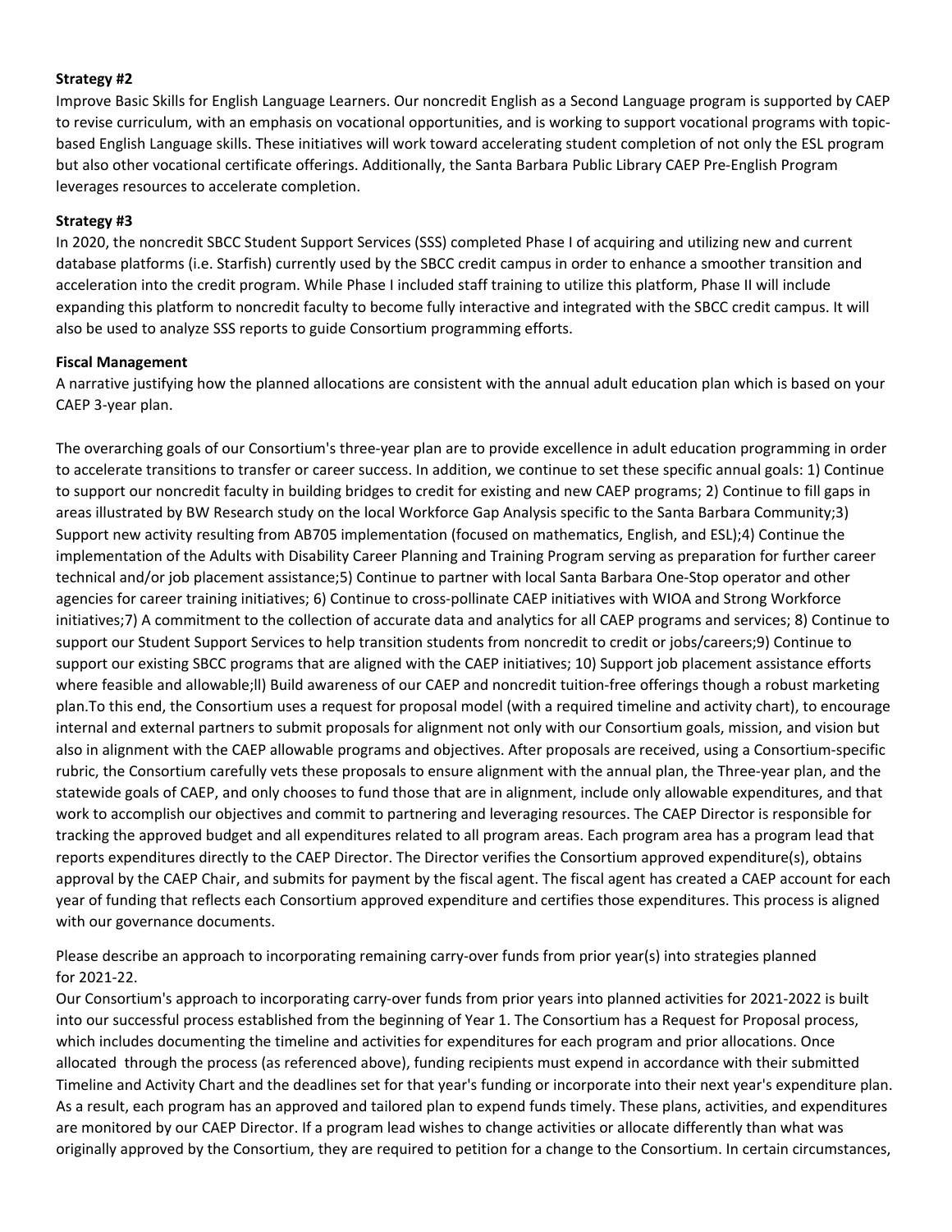**Strategy #2**

Improve Basic Skills for English Language Learners. Our noncredit English as a Second Language program is supported by CAEP to revise curriculum, with an emphasis on vocational opportunities, and is working to support vocational programs with topic-based English Language skills. These initiatives will work toward accelerating student completion of not only the ESL program but also other vocational certificate offerings. Additionally, the Santa Barbara Public Library CAEP Pre-English Program leverages resources to accelerate completion.

**Strategy #3**

In 2020, the noncredit SBCC Student Support Services (SSS) completed Phase I of acquiring and utilizing new and current database platforms (i.e. Starfish) currently used by the SBCC credit campus in order to enhance a smoother transition and acceleration into the credit program. While Phase I included staff training to utilize this platform, Phase II will include expanding this platform to noncredit faculty to become fully interactive and integrated with the SBCC credit campus. It will also be used to analyze SSS reports to guide Consortium programming efforts.

**Fiscal Management**

A narrative justifying how the planned allocations are consistent with the annual adult education plan which is based on your CAEP 3-year plan.

The overarching goals of our Consortium's three-year plan are to provide excellence in adult education programming in order to accelerate transitions to transfer or career success. In addition, we continue to set these specific annual goals: 1) Continue to support our noncredit faculty in building bridges to credit for existing and new CAEP programs; 2) Continue to fill gaps in areas illustrated by BW Research study on the local Workforce Gap Analysis specific to the Santa Barbara Community;3) Support new activity resulting from AB705 implementation (focused on mathematics, English, and ESL);4) Continue the implementation of the Adults with Disability Career Planning and Training Program serving as preparation for further career technical and/or job placement assistance;5) Continue to partner with local Santa Barbara One-Stop operator and other agencies for career training initiatives; 6) Continue to cross-pollinate CAEP initiatives with WIOA and Strong Workforce initiatives;7) A commitment to the collection of accurate data and analytics for all CAEP programs and services; 8) Continue to support our Student Support Services to help transition students from noncredit to credit or jobs/careers;9) Continue to support our existing SBCC programs that are aligned with the CAEP initiatives; 10) Support job placement assistance efforts where feasible and allowable;ll) Build awareness of our CAEP and noncredit tuition-free offerings though a robust marketing plan.To this end, the Consortium uses a request for proposal model (with a required timeline and activity chart), to encourage internal and external partners to submit proposals for alignment not only with our Consortium goals, mission, and vision but also in alignment with the CAEP allowable programs and objectives. After proposals are received, using a Consortium-specific rubric, the Consortium carefully vets these proposals to ensure alignment with the annual plan, the Three-year plan, and the statewide goals of CAEP, and only chooses to fund those that are in alignment, include only allowable expenditures, and that work to accomplish our objectives and commit to partnering and leveraging resources. The CAEP Director is responsible for tracking the approved budget and all expenditures related to all program areas. Each program area has a program lead that reports expenditures directly to the CAEP Director. The Director verifies the Consortium approved expenditure(s), obtains approval by the CAEP Chair, and submits for payment by the fiscal agent. The fiscal agent has created a CAEP account for each year of funding that reflects each Consortium approved expenditure and certifies those expenditures. This process is aligned with our governance documents.

Please describe an approach to incorporating remaining carry-over funds from prior year(s) into strategies planned for 2021-22.

Our Consortium's approach to incorporating carry-over funds from prior years into planned activities for 2021-2022 is built into our successful process established from the beginning of Year 1. The Consortium has a Request for Proposal process, which includes documenting the timeline and activities for expenditures for each program and prior allocations. Once allocated through the process (as referenced above), funding recipients must expend in accordance with their submitted Timeline and Activity Chart and the deadlines set for that year's funding or incorporate into their next year's expenditure plan. As a result, each program has an approved and tailored plan to expend funds timely. These plans, activities, and expenditures are monitored by our CAEP Director. If a program lead wishes to change activities or allocate differently than what was originally approved by the Consortium, they are required to petition for a change to the Consortium. In certain circumstances,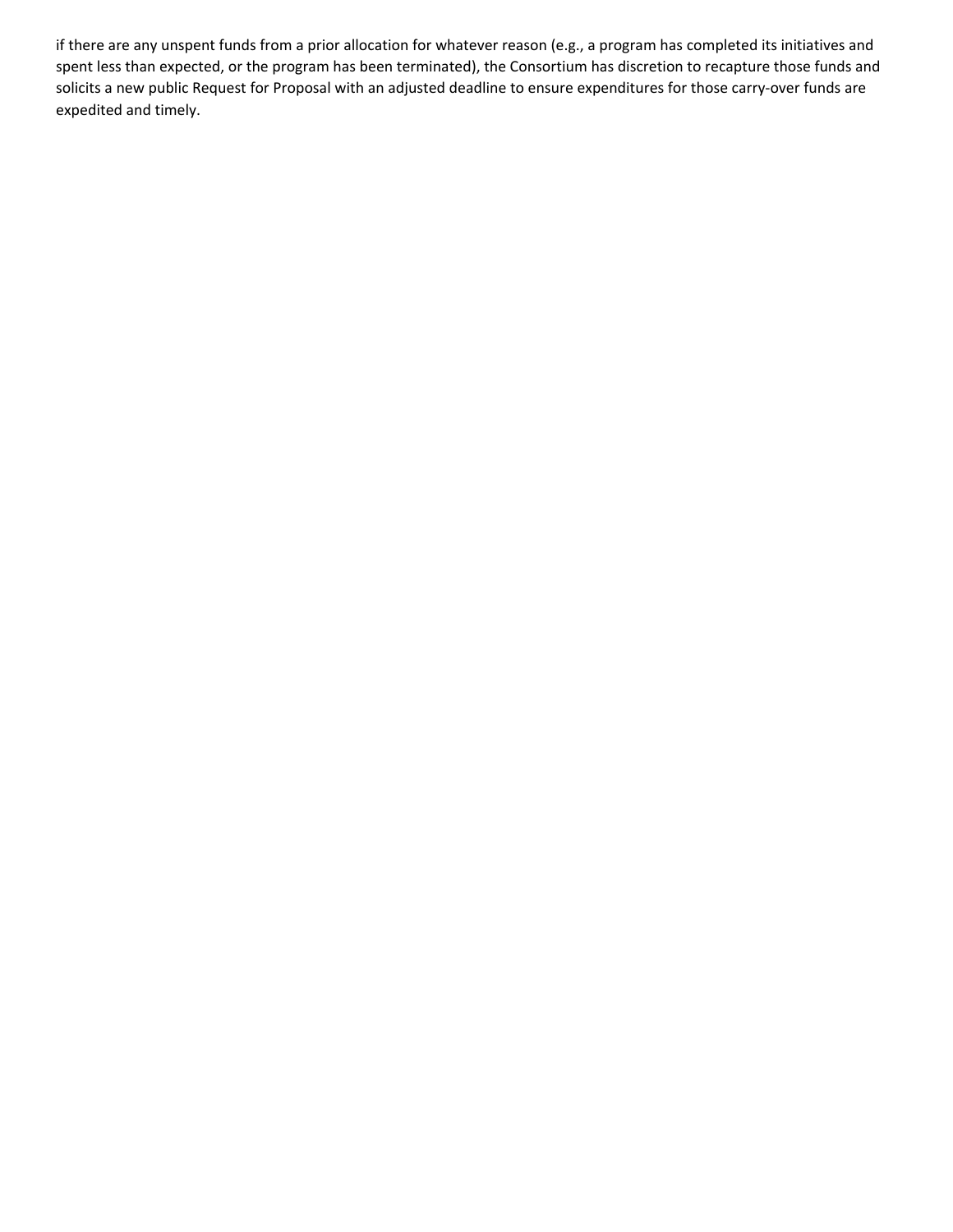if there are any unspent funds from a prior allocation for whatever reason (e.g., a program has completed its initiatives and spent less than expected, or the program has been terminated), the Consortium has discretion to recapture those funds and solicits a new public Request for Proposal with an adjusted deadline to ensure expenditures for those carry-over funds are expedited and timely.